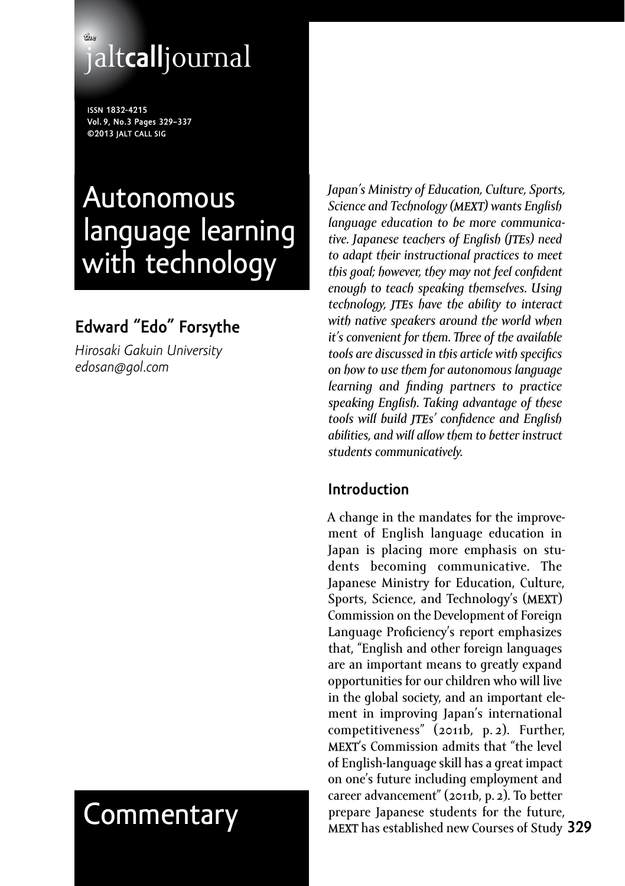# Autonomous language learning with technology

## Edward "Edo" Forsythe

*Hirosaki Gakuin University*
*edosan@gol.com*

Commentary

*Japan's Ministry of Education, Culture, Sports, Science and Technology (MEXT) wants English language education to be more communicative. Japanese teachers of English (JTEs) need to adapt their instructional practices to meet this goal; however, they may not feel confident enough to teach speaking themselves. Using technology, JTEs have the ability to interact with native speakers around the world when it's convenient for them. Three of the available tools are discussed in this article with specifics on how to use them for autonomous language learning and finding partners to practice speaking English. Taking advantage of these tools will build JTEs' confidence and English abilities, and will allow them to better instruct students communicatively.*

## Introduction

A change in the mandates for the improvement of English language education in Japan is placing more emphasis on students becoming communicative. The Japanese Ministry for Education, Culture, Sports, Science, and Technology's (MEXT) Commission on the Development of Foreign Language Proficiency's report emphasizes that, "English and other foreign languages are an important means to greatly expand opportunities for our children who will live in the global society, and an important element in improving Japan's international competitiveness" (2011b, p. 2). Further, MEXT's Commission admits that "the level of English-language skill has a great impact on one's future including employment and career advancement" (2011b, p. 2). To better prepare Japanese students for the future, MEXT has established new Courses of Study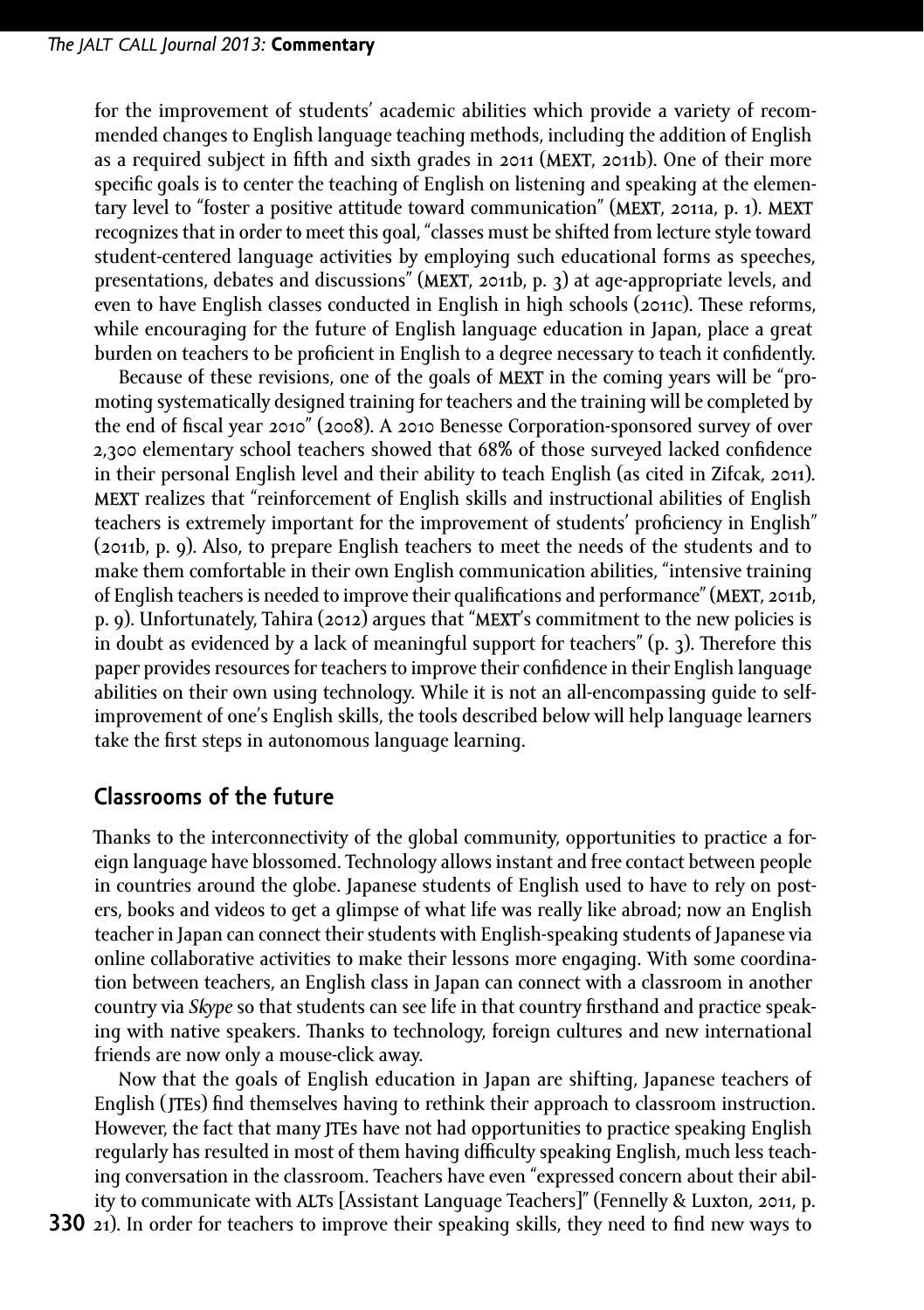for the improvement of students' academic abilities which provide a variety of recommended changes to English language teaching methods, including the addition of English as a required subject in fifth and sixth grades in 2011 (MEXT, 2011b). One of their more specific goals is to center the teaching of English on listening and speaking at the elementary level to "foster a positive attitude toward communication" (MEXT, 2011a, p. 1). MEXT recognizes that in order to meet this goal, "classes must be shifted from lecture style toward student-centered language activities by employing such educational forms as speeches, presentations, debates and discussions" (MEXT, 2011b, p. 3) at age-appropriate levels, and even to have English classes conducted in English in high schools (2011c). These reforms, while encouraging for the future of English language education in Japan, place a great burden on teachers to be proficient in English to a degree necessary to teach it confidently.

Because of these revisions, one of the goals of MEXT in the coming years will be "promoting systematically designed training for teachers and the training will be completed by the end of fiscal year 2010" (2008). A 2010 Benesse Corporation-sponsored survey of over 2,300 elementary school teachers showed that 68% of those surveyed lacked confidence in their personal English level and their ability to teach English (as cited in Zifcak, 2011). MEXT realizes that "reinforcement of English skills and instructional abilities of English teachers is extremely important for the improvement of students' proficiency in English" (2011b, p. 9). Also, to prepare English teachers to meet the needs of the students and to make them comfortable in their own English communication abilities, "intensive training of English teachers is needed to improve their qualifications and performance" (MEXT, 2011b, p. 9). Unfortunately, Tahira (2012) argues that "MEXT's commitment to the new policies is in doubt as evidenced by a lack of meaningful support for teachers" (p. 3). Therefore this paper provides resources for teachers to improve their confidence in their English language abilities on their own using technology. While it is not an all-encompassing guide to self-improvement of one's English skills, the tools described below will help language learners take the first steps in autonomous language learning.

## Classrooms of the future

Thanks to the interconnectivity of the global community, opportunities to practice a foreign language have blossomed. Technology allows instant and free contact between people in countries around the globe. Japanese students of English used to have to rely on posters, books and videos to get a glimpse of what life was really like abroad; now an English teacher in Japan can connect their students with English-speaking students of Japanese via online collaborative activities to make their lessons more engaging. With some coordination between teachers, an English class in Japan can connect with a classroom in another country via *Skype* so that students can see life in that country firsthand and practice speaking with native speakers. Thanks to technology, foreign cultures and new international friends are now only a mouse-click away.

Now that the goals of English education in Japan are shifting, Japanese teachers of English (JTEs) find themselves having to rethink their approach to classroom instruction. However, the fact that many JTEs have not had opportunities to practice speaking English regularly has resulted in most of them having difficulty speaking English, much less teaching conversation in the classroom. Teachers have even "expressed concern about their ability to communicate with ALTs [Assistant Language Teachers]" (Fennelly & Luxton, 2011, p. 21). In order for teachers to improve their speaking skills, they need to find new ways to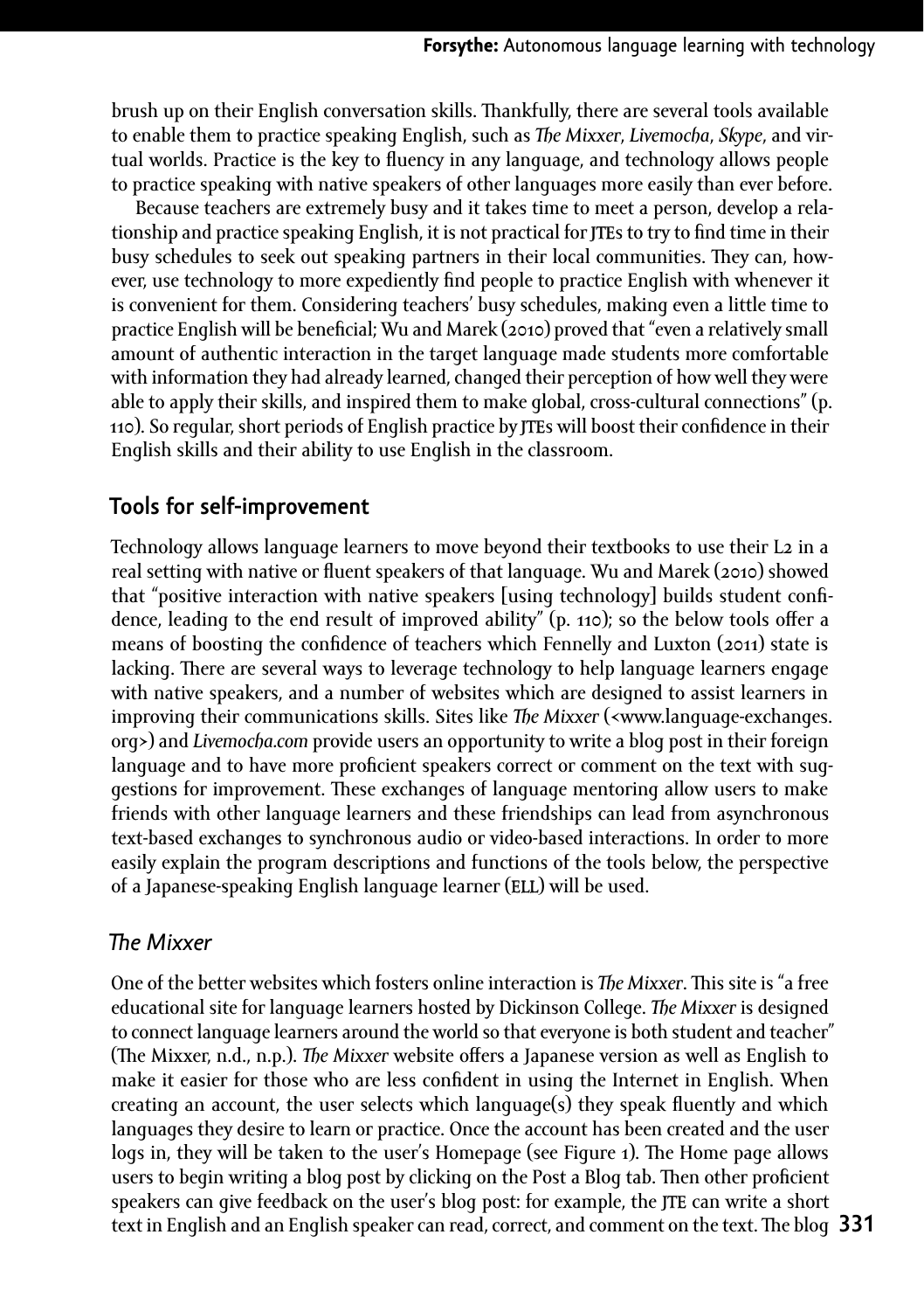brush up on their English conversation skills. Thankfully, there are several tools available to enable them to practice speaking English, such as *The Mixxer*, *Livemocha*, *Skype*, and virtual worlds. Practice is the key to fluency in any language, and technology allows people to practice speaking with native speakers of other languages more easily than ever before.

Because teachers are extremely busy and it takes time to meet a person, develop a relationship and practice speaking English, it is not practical for JTEs to try to find time in their busy schedules to seek out speaking partners in their local communities. They can, however, use technology to more expediently find people to practice English with whenever it is convenient for them. Considering teachers' busy schedules, making even a little time to practice English will be beneficial; Wu and Marek (2010) proved that "even a relatively small amount of authentic interaction in the target language made students more comfortable with information they had already learned, changed their perception of how well they were able to apply their skills, and inspired them to make global, cross-cultural connections" (p. 110). So regular, short periods of English practice by JTEs will boost their confidence in their English skills and their ability to use English in the classroom.

## Tools for self-improvement

Technology allows language learners to move beyond their textbooks to use their L2 in a real setting with native or fluent speakers of that language. Wu and Marek (2010) showed that "positive interaction with native speakers [using technology] builds student confidence, leading to the end result of improved ability" (p. 110); so the below tools offer a means of boosting the confidence of teachers which Fennelly and Luxton (2011) state is lacking. There are several ways to leverage technology to help language learners engage with native speakers, and a number of websites which are designed to assist learners in improving their communications skills. Sites like *The Mixxer* (<www.language-exchanges.org>) and *Livemocha.com* provide users an opportunity to write a blog post in their foreign language and to have more proficient speakers correct or comment on the text with suggestions for improvement. These exchanges of language mentoring allow users to make friends with other language learners and these friendships can lead from asynchronous text-based exchanges to synchronous audio or video-based interactions. In order to more easily explain the program descriptions and functions of the tools below, the perspective of a Japanese-speaking English language learner (ELL) will be used.

### *The Mixxer*

One of the better websites which fosters online interaction is *The Mixxer*. This site is "a free educational site for language learners hosted by Dickinson College. *The Mixxer* is designed to connect language learners around the world so that everyone is both student and teacher" (The Mixxer, n.d., n.p.). *The Mixxer* website offers a Japanese version as well as English to make it easier for those who are less confident in using the Internet in English. When creating an account, the user selects which language(s) they speak fluently and which languages they desire to learn or practice. Once the account has been created and the user logs in, they will be taken to the user's Homepage (see Figure 1). The Home page allows users to begin writing a blog post by clicking on the Post a Blog tab. Then other proficient speakers can give feedback on the user's blog post: for example, the JTE can write a short text in English and an English speaker can read, correct, and comment on the text. The blog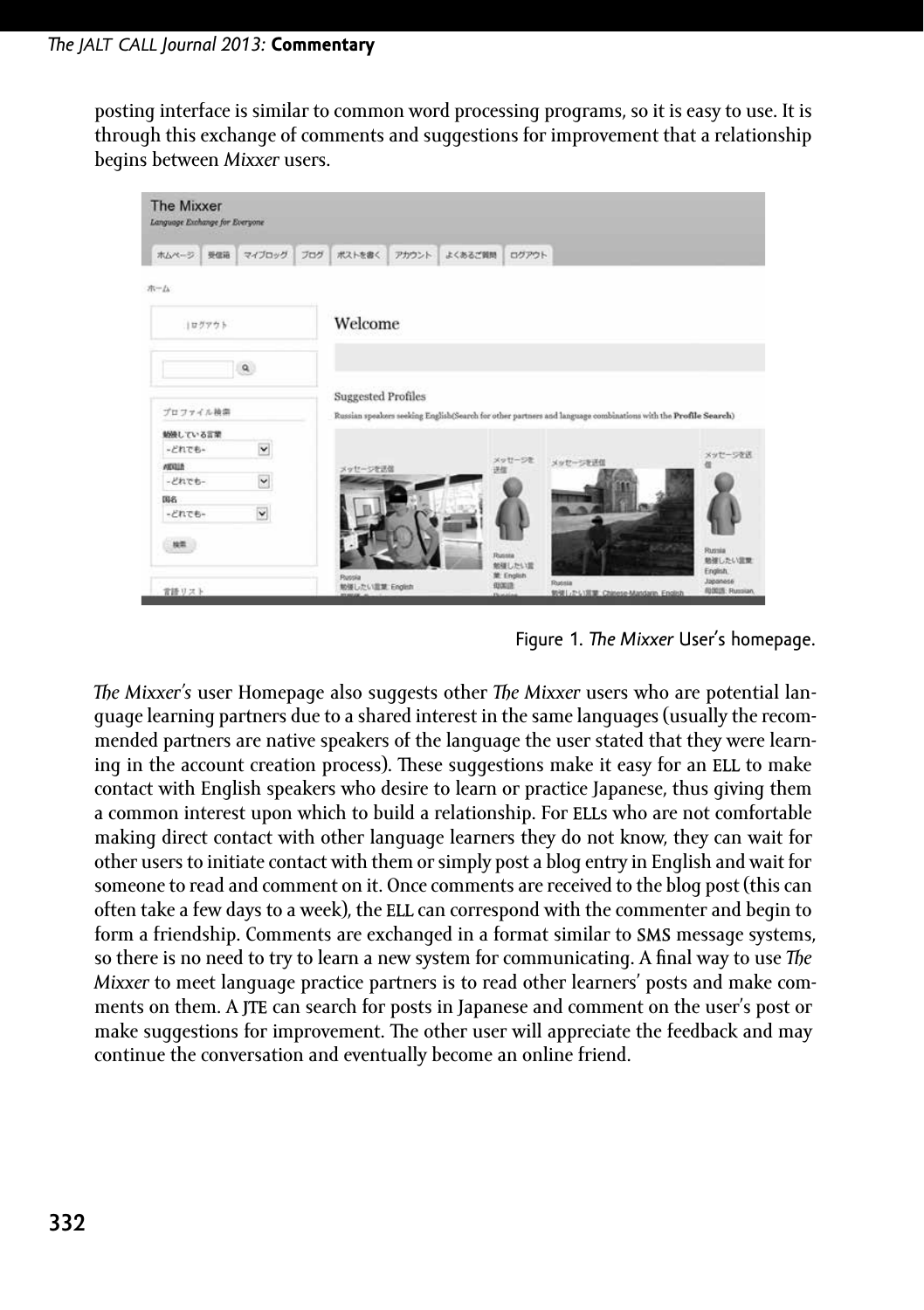posting interface is similar to common word processing programs, so it is easy to use. It is through this exchange of comments and suggestions for improvement that a relationship begins between *Mixxer* users.

Figure 1. *The Mixxer* User's homepage.

*The Mixxer's* user Homepage also suggests other *The Mixxer* users who are potential language learning partners due to a shared interest in the same languages (usually the recommended partners are native speakers of the language the user stated that they were learning in the account creation process). These suggestions make it easy for an ELL to make contact with English speakers who desire to learn or practice Japanese, thus giving them a common interest upon which to build a relationship. For ELLs who are not comfortable making direct contact with other language learners they do not know, they can wait for other users to initiate contact with them or simply post a blog entry in English and wait for someone to read and comment on it. Once comments are received to the blog post (this can often take a few days to a week), the ELL can correspond with the commenter and begin to form a friendship. Comments are exchanged in a format similar to SMS message systems, so there is no need to try to learn a new system for communicating. A final way to use *The Mixxer* to meet language practice partners is to read other learners' posts and make comments on them. A JTE can search for posts in Japanese and comment on the user's post or make suggestions for improvement. The other user will appreciate the feedback and may continue the conversation and eventually become an online friend.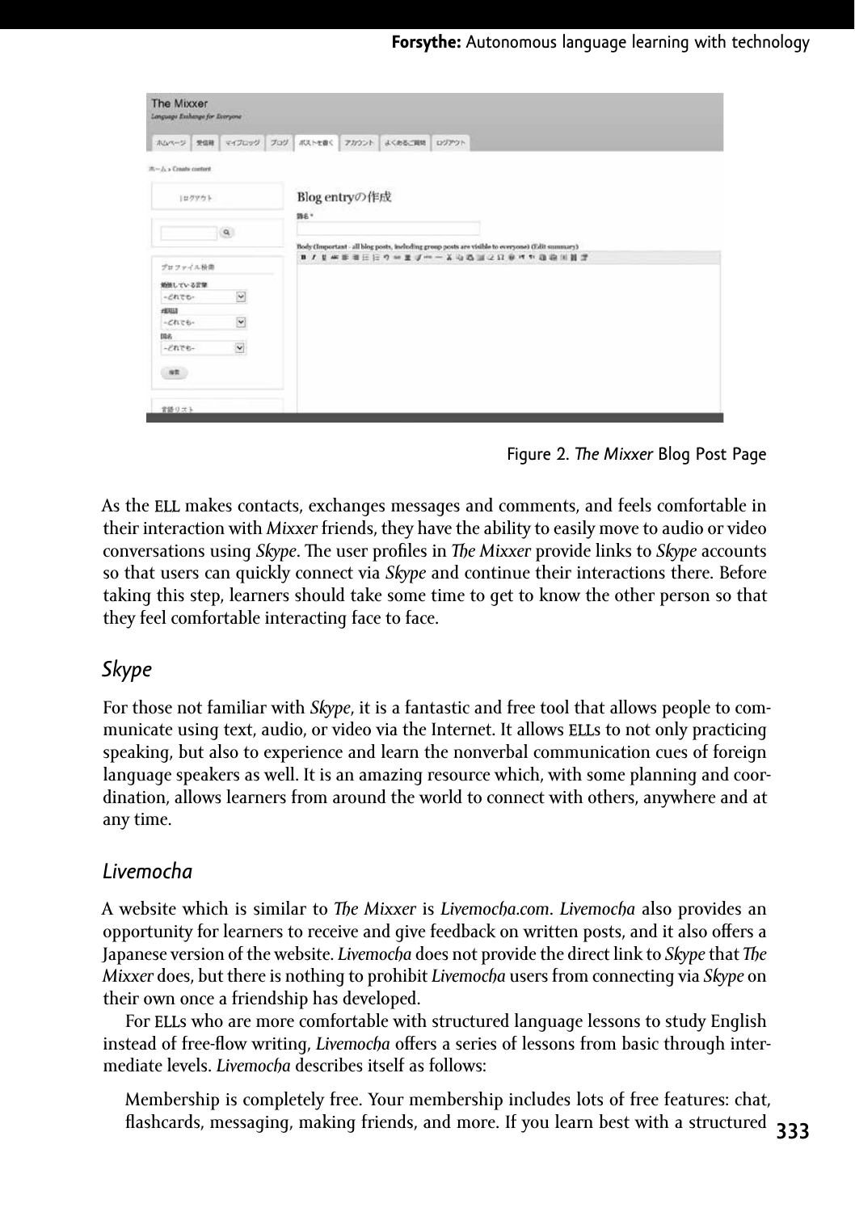Figure 2. *The Mixxer* Blog Post Page

As the ELL makes contacts, exchanges messages and comments, and feels comfortable in their interaction with *Mixxer* friends, they have the ability to easily move to audio or video conversations using *Skype*. The user profiles in *The Mixxer* provide links to *Skype* accounts so that users can quickly connect via *Skype* and continue their interactions there. Before taking this step, learners should take some time to get to know the other person so that they feel comfortable interacting face to face.

## *Skype*

For those not familiar with *Skype*, it is a fantastic and free tool that allows people to communicate using text, audio, or video via the Internet. It allows ELLs to not only practicing speaking, but also to experience and learn the nonverbal communication cues of foreign language speakers as well. It is an amazing resource which, with some planning and coordination, allows learners from around the world to connect with others, anywhere and at any time.

## *Livemocha*

A website which is similar to *The Mixxer* is *Livemocha.com*. *Livemocha* also provides an opportunity for learners to receive and give feedback on written posts, and it also offers a Japanese version of the website. *Livemocha* does not provide the direct link to *Skype* that *The Mixxer* does, but there is nothing to prohibit *Livemocha* users from connecting via *Skype* on their own once a friendship has developed.

For ELLs who are more comfortable with structured language lessons to study English instead of free-flow writing, *Livemocha* offers a series of lessons from basic through intermediate levels. *Livemocha* describes itself as follows:

> Membership is completely free. Your membership includes lots of free features: chat, flashcards, messaging, making friends, and more. If you learn best with a structured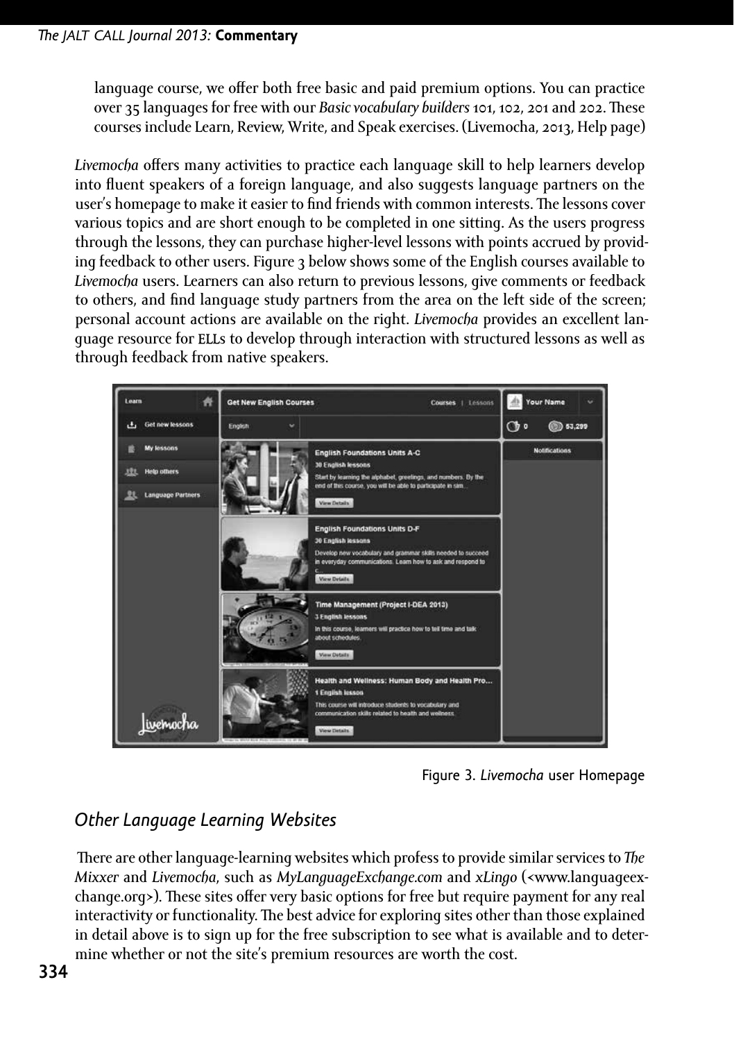language course, we offer both free basic and paid premium options. You can practice over 35 languages for free with our *Basic vocabulary builders* 101, 102, 201 and 202. These courses include Learn, Review, Write, and Speak exercises. (Livemocha, 2013, Help page)

*Livemocha* offers many activities to practice each language skill to help learners develop into fluent speakers of a foreign language, and also suggests language partners on the user's homepage to make it easier to find friends with common interests. The lessons cover various topics and are short enough to be completed in one sitting. As the users progress through the lessons, they can purchase higher-level lessons with points accrued by providing feedback to other users. Figure 3 below shows some of the English courses available to *Livemocha* users. Learners can also return to previous lessons, give comments or feedback to others, and find language study partners from the area on the left side of the screen; personal account actions are available on the right. *Livemocha* provides an excellent language resource for ELLs to develop through interaction with structured lessons as well as through feedback from native speakers.

Figure 3. *Livemocha* user Homepage

## Other Language Learning Websites

There are other language-learning websites which profess to provide similar services to *The Mixxer* and *Livemocha*, such as *MyLanguageExchange.com* and *xLingo* (<www.languageexchange.org>). These sites offer very basic options for free but require payment for any real interactivity or functionality. The best advice for exploring sites other than those explained in detail above is to sign up for the free subscription to see what is available and to determine whether or not the site's premium resources are worth the cost.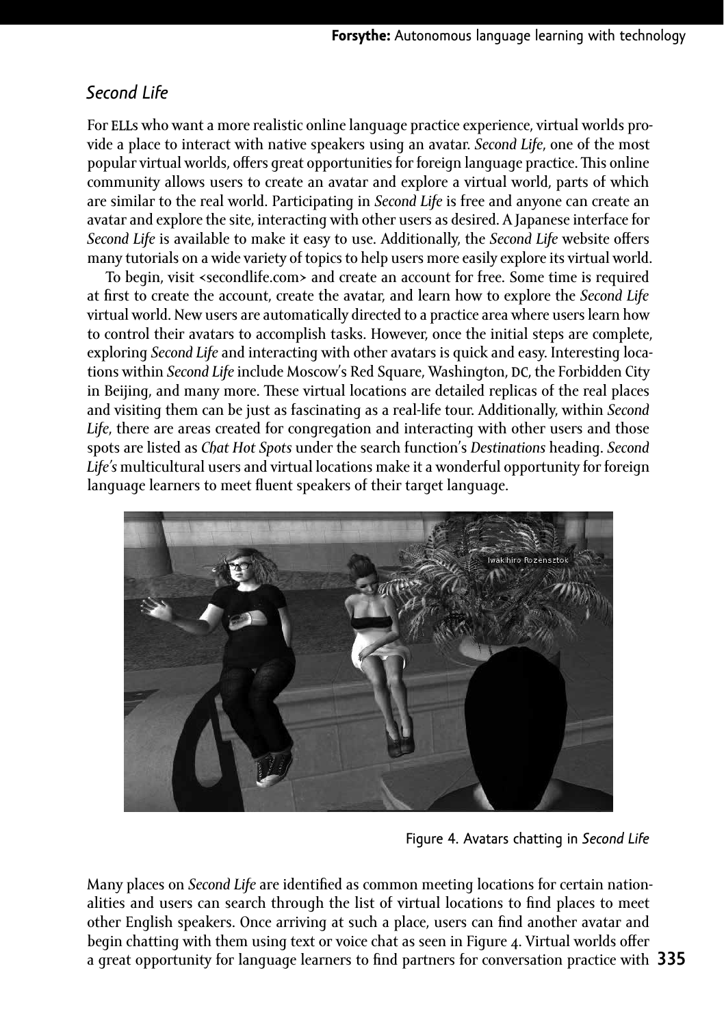## *Second Life*

For ELLs who want a more realistic online language practice experience, virtual worlds provide a place to interact with native speakers using an avatar. *Second Life*, one of the most popular virtual worlds, offers great opportunities for foreign language practice. This online community allows users to create an avatar and explore a virtual world, parts of which are similar to the real world. Participating in *Second Life* is free and anyone can create an avatar and explore the site, interacting with other users as desired. A Japanese interface for *Second Life* is available to make it easy to use. Additionally, the *Second Life* website offers many tutorials on a wide variety of topics to help users more easily explore its virtual world.

To begin, visit <secondlife.com> and create an account for free. Some time is required at first to create the account, create the avatar, and learn how to explore the *Second Life* virtual world. New users are automatically directed to a practice area where users learn how to control their avatars to accomplish tasks. However, once the initial steps are complete, exploring *Second Life* and interacting with other avatars is quick and easy. Interesting locations within *Second Life* include Moscow's Red Square, Washington, DC, the Forbidden City in Beijing, and many more. These virtual locations are detailed replicas of the real places and visiting them can be just as fascinating as a real-life tour. Additionally, within *Second Life*, there are areas created for congregation and interacting with other users and those spots are listed as *Chat Hot Spots* under the search function's *Destinations* heading. *Second Life's* multicultural users and virtual locations make it a wonderful opportunity for foreign language learners to meet fluent speakers of their target language.

Figure 4. Avatars chatting in *Second Life*

Many places on *Second Life* are identified as common meeting locations for certain nationalities and users can search through the list of virtual locations to find places to meet other English speakers. Once arriving at such a place, users can find another avatar and begin chatting with them using text or voice chat as seen in Figure 4. Virtual worlds offer a great opportunity for language learners to find partners for conversation practice with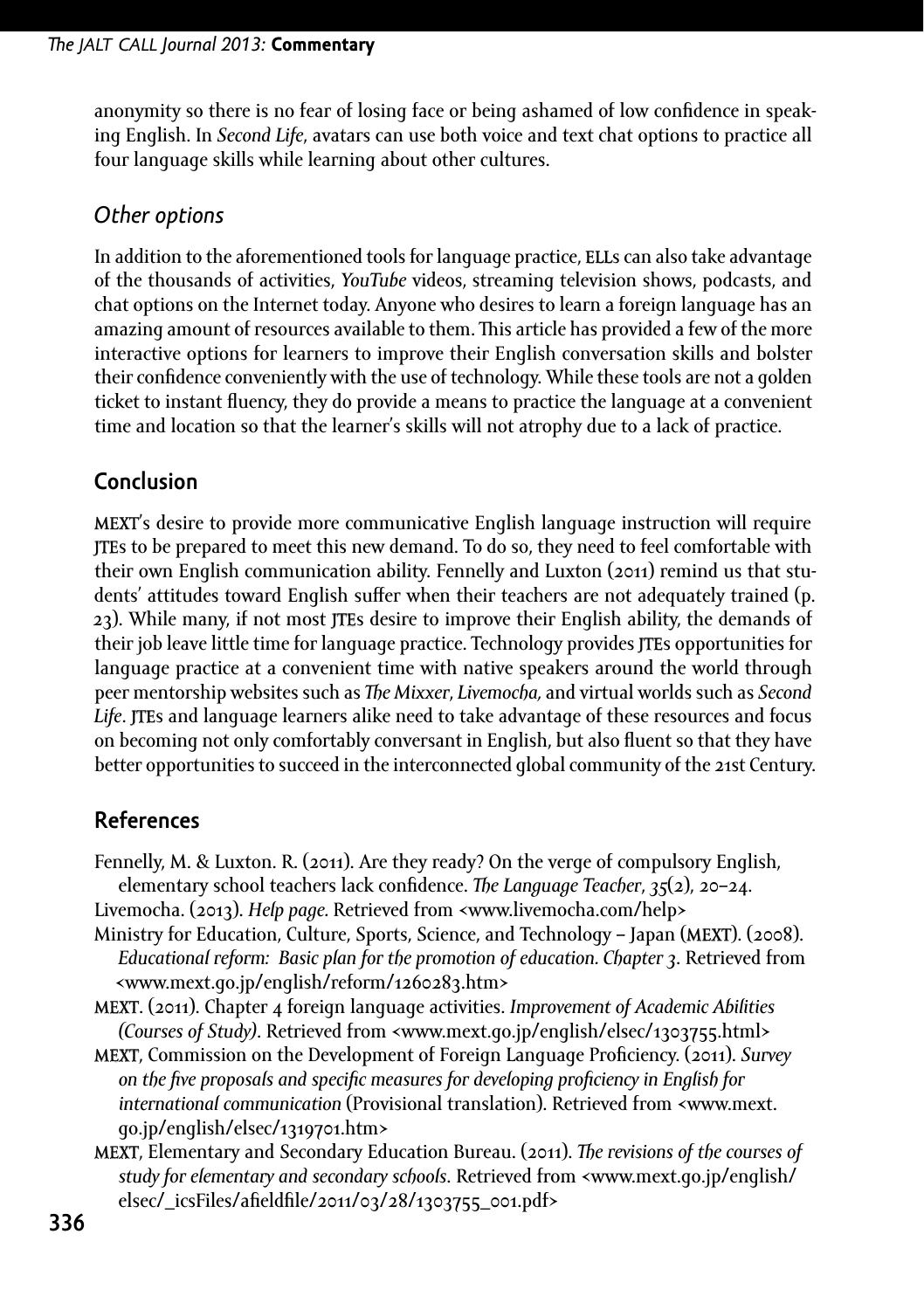anonymity so there is no fear of losing face or being ashamed of low confidence in speaking English. In *Second Life*, avatars can use both voice and text chat options to practice all four language skills while learning about other cultures.

### Other options

In addition to the aforementioned tools for language practice, ELLs can also take advantage of the thousands of activities, *YouTube* videos, streaming television shows, podcasts, and chat options on the Internet today. Anyone who desires to learn a foreign language has an amazing amount of resources available to them. This article has provided a few of the more interactive options for learners to improve their English conversation skills and bolster their confidence conveniently with the use of technology. While these tools are not a golden ticket to instant fluency, they do provide a means to practice the language at a convenient time and location so that the learner's skills will not atrophy due to a lack of practice.

## Conclusion

MEXT's desire to provide more communicative English language instruction will require JTEs to be prepared to meet this new demand. To do so, they need to feel comfortable with their own English communication ability. Fennelly and Luxton (2011) remind us that students' attitudes toward English suffer when their teachers are not adequately trained (p. 23). While many, if not most JTEs desire to improve their English ability, the demands of their job leave little time for language practice. Technology provides JTEs opportunities for language practice at a convenient time with native speakers around the world through peer mentorship websites such as *The Mixxer*, *Livemocha,* and virtual worlds such as *Second Life*. JTEs and language learners alike need to take advantage of these resources and focus on becoming not only comfortably conversant in English, but also fluent so that they have better opportunities to succeed in the interconnected global community of the 21st Century.

## References

Fennelly, M. & Luxton. R. (2011). Are they ready? On the verge of compulsory English, elementary school teachers lack confidence. *The Language Teacher*, *35*(2), 20–24.

Livemocha. (2013). *Help page*. Retrieved from <www.livemocha.com/help>

Ministry for Education, Culture, Sports, Science, and Technology – Japan (MEXT). (2008). *Educational reform: Basic plan for the promotion of education. Chapter 3*. Retrieved from <www.mext.go.jp/english/reform/1260283.htm>

MEXT. (2011). Chapter 4 foreign language activities. *Improvement of Academic Abilities (Courses of Study)*. Retrieved from <www.mext.go.jp/english/elsec/1303755.html>

MEXT, Commission on the Development of Foreign Language Proficiency. (2011). *Survey on the five proposals and specific measures for developing proficiency in English for international communication* (Provisional translation). Retrieved from <www.mext.go.jp/english/elsec/1319701.htm>

MEXT, Elementary and Secondary Education Bureau. (2011). *The revisions of the courses of study for elementary and secondary schools*. Retrieved from <www.mext.go.jp/english/elsec/_icsFiles/afieldfile/2011/03/28/1303755_001.pdf>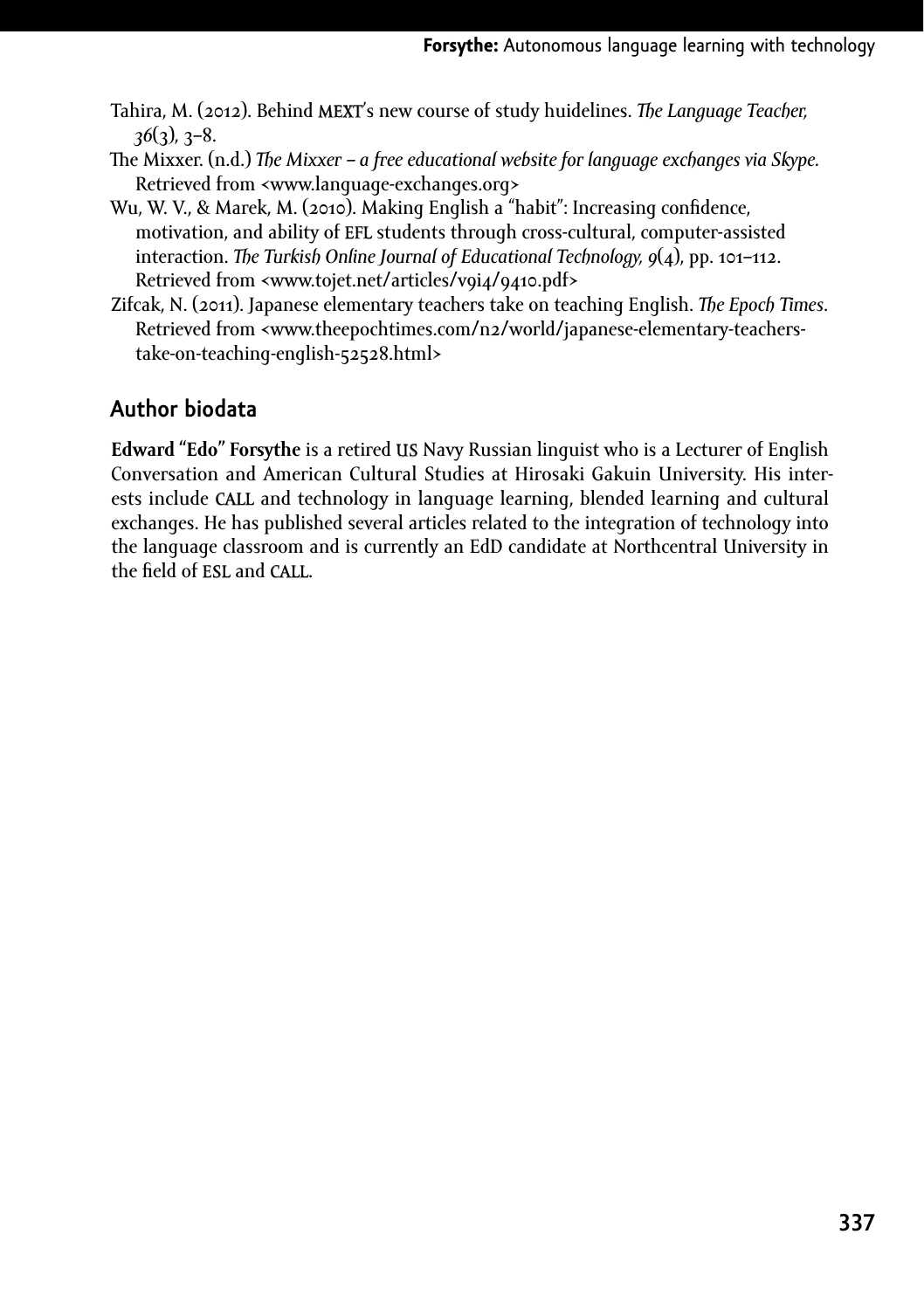Tahira, M. (2012). Behind MEXT's new course of study huidelines. *The Language Teacher, 36*(3), 3–8.

The Mixxer. (n.d.) *The Mixxer – a free educational website for language exchanges via Skype.* Retrieved from <www.language-exchanges.org>

Wu, W. V., & Marek, M. (2010). Making English a "habit": Increasing confidence, motivation, and ability of EFL students through cross-cultural, computer-assisted interaction. *The Turkish Online Journal of Educational Technology, 9*(4), pp. 101–112. Retrieved from <www.tojet.net/articles/v9i4/9410.pdf>

Zifcak, N. (2011). Japanese elementary teachers take on teaching English. *The Epoch Times*. Retrieved from <www.theepochtimes.com/n2/world/japanese-elementary-teachers-take-on-teaching-english-52528.html>

## Author biodata

**Edward "Edo" Forsythe** is a retired US Navy Russian linguist who is a Lecturer of English Conversation and American Cultural Studies at Hirosaki Gakuin University. His interests include CALL and technology in language learning, blended learning and cultural exchanges. He has published several articles related to the integration of technology into the language classroom and is currently an EdD candidate at Northcentral University in the field of ESL and CALL.